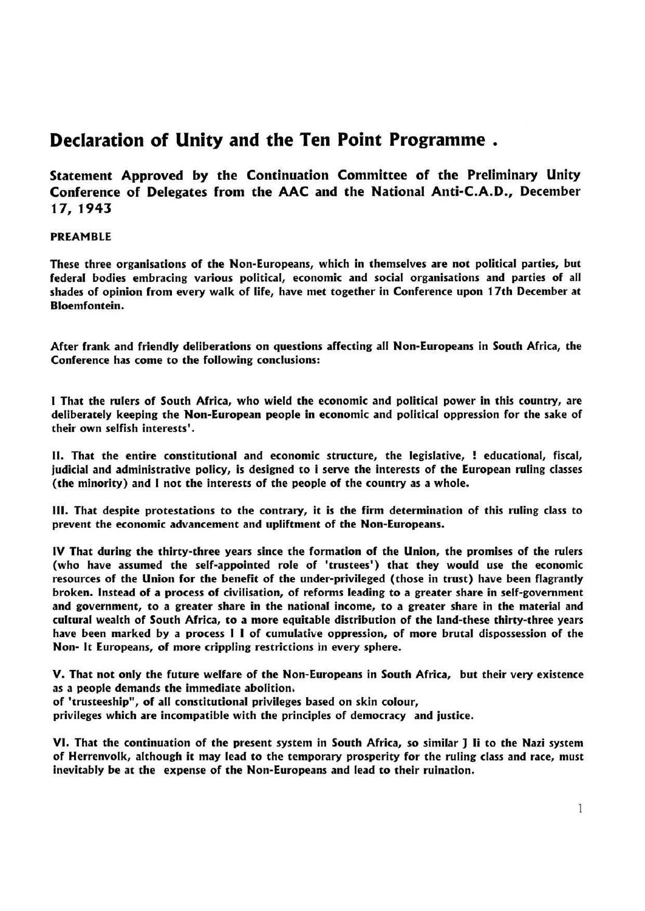# Declaration of Unity and the Ten Point Programme .

## Statement Approved by the Continuation Committee of the Preliminary Unity Conference of Delegates from the AAC and the National Anti-C.A.D., December 17, 1943

**PREAMBLE**

**These three organisations of the Non-Europeans, which in themselves are not political parties, but federal bodies embracing various political, economic and social organisations and parties of all shades of opinion from every walk of life, have met together in Conference upon 17th December at Bloemfontein.**

**After frank and friendly deliberations on questions affecting all Non-Europeans in South Africa, the Conference has come to the following conclusions:**

**I That the rulers of South Africa, who wield the economic and political power in this country, are deliberately keeping the Non-European people in economic and political oppression for the sake of their own selfish interests'.**

**II. That the entire constitutional and economic structure, the legislative, ! educational, fiscal, judicial and administrative policy, is designed to i serve the interests of the European ruling classes (the minority) and I not the interests of the people of the country as a whole.**

**III. That despite protestations to the contrary, it is the firm determination of this ruling class to prevent the economic advancement and upliftment of the Non-Europeans.**

**IV That during the thirty-three years since the formation of the Union, the promises of the rulers (who have assumed the self-appointed role of 'trustees') that they would use the economic resources of the Union for the benefit of the under-privileged (those in trust) have been flagrantly broken. Instead of a process of civilisation, of reforms leading to a greater share in self-government and government, to a greater share in the national income, to a greater share in the material and cultural wealth of South Africa, to a more equitable distribution of the land-these thirty-three years have been marked by a process I I of cumulative oppression, of more brutal dispossession of the Non- It Europeans, of more crippling restrictions in every sphere.**

**V. That not only the future welfare of the Non-Europeans in South Africa, but their very existence as a people demands the immediate abolition.
of 'trusteeship", of all constitutional privileges based on skin colour,
privileges which are incompatible with the principles of democracy and justice.**

**VI. That the continuation of the present system in South Africa, so similar J Ii to the Nazi system of Herrenvolk, although it may lead to the temporary prosperity for the ruling class and race, must inevitably be at the expense of the Non-Europeans and lead to their ruination.**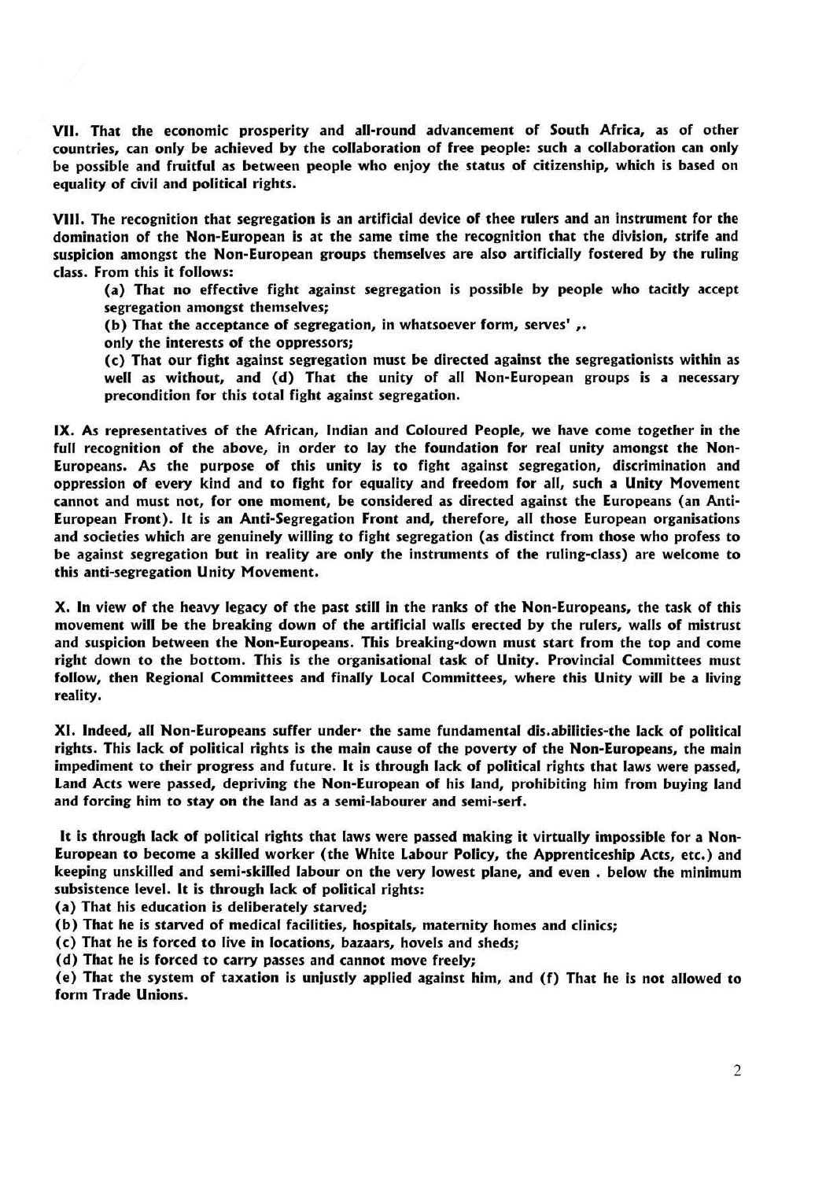VII. That the economic prosperity and all-round advancement of South Africa, as of other countries, can only be achieved by the collaboration of free people: such a collaboration can only be possible and fruitful as between people who enjoy the status of citizenship, which is based on equality of civil and political rights.

VIII. The recognition that segregation is an artificial device of thee rulers and an instrument for the domination of the Non-European is at the same time the recognition that the division, strife and suspicion amongst the Non-European groups themselves are also artificially fostered by the ruling class. From this it follows:

(a) That no effective fight against segregation is possible by people who tacitly accept segregation amongst themselves;

(b) That the acceptance of segregation, in whatsoever form, serves' ,. only the interests of the oppressors;

(c) That our fight against segregation must be directed against the segregationists within as well as without, and (d) That the unity of all Non-European groups is a necessary precondition for this total fight against segregation.

IX. As representatives of the African, Indian and Coloured People, we have come together in the full recognition of the above, in order to lay the foundation for real unity amongst the Non-Europeans. As the purpose of this unity is to fight against segregation, discrimination and oppression of every kind and to fight for equality and freedom for all, such a Unity Movement cannot and must not, for one moment, be considered as directed against the Europeans (an Anti-European Front). It is an Anti-Segregation Front and, therefore, all those European organisations and societies which are genuinely willing to fight segregation (as distinct from those who profess to be against segregation but in reality are only the instruments of the ruling-class) are welcome to this anti-segregation Unity Movement.

X. In view of the heavy legacy of the past still in the ranks of the Non-Europeans, the task of this movement will be the breaking down of the artificial walls erected by the rulers, walls of mistrust and suspicion between the Non-Europeans. This breaking-down must start from the top and come right down to the bottom. This is the organisational task of Unity. Provincial Committees must follow, then Regional Committees and finally Local Committees, where this Unity will be a living reality.

XI. Indeed, all Non-Europeans suffer under· the same fundamental dis.abilities-the lack of political rights. This lack of political rights is the main cause of the poverty of the Non-Europeans, the main impediment to their progress and future. It is through lack of political rights that laws were passed, Land Acts were passed, depriving the Non-European of his land, prohibiting him from buying land and forcing him to stay on the land as a semi-labourer and semi-serf.

It is through lack of political rights that laws were passed making it virtually impossible for a Non-European to become a skilled worker (the White Labour Policy, the Apprenticeship Acts, etc.) and keeping unskilled and semi-skilled labour on the very lowest plane, and even . below the minimum subsistence level. It is through lack of political rights:

(a) That his education is deliberately starved;

(b) That he is starved of medical facilities, hospitals, maternity homes and clinics;

(c) That he is forced to live in locations, bazaars, hovels and sheds;

(d) That he is forced to carry passes and cannot move freely;

(e) That the system of taxation is unjustly applied against him, and (f) That he is not allowed to form Trade Unions.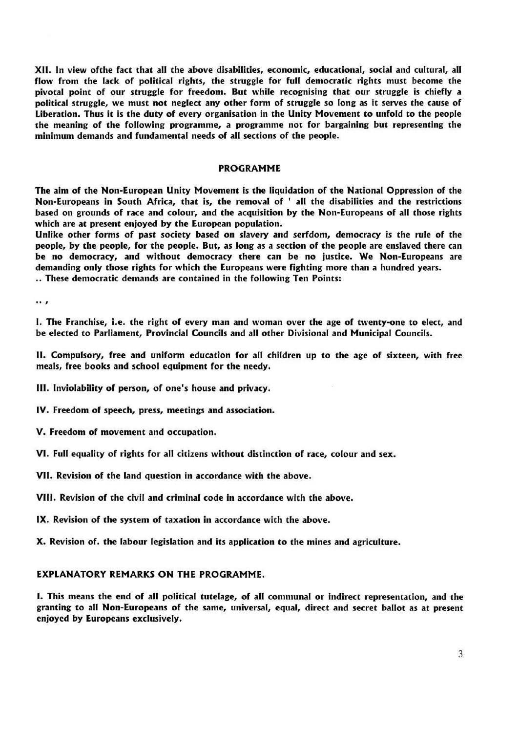**XII. In view ofthe fact that all the above disabilities, economic, educational, social and cultural, all flow from the lack of political rights, the struggle for full democratic rights must become the pivotal point of our struggle for freedom. But while recognising that our struggle is chiefly a political struggle, we must not neglect any other form of struggle so long as it serves the cause of Liberation. Thus it is the duty of every organisation in the Unity Movement to unfold to the people the meaning of the following programme, a programme not for bargaining but representing the minimum demands and fundamental needs of all sections of the people.**

## PROGRAMME

**The aim of the Non-European Unity Movement is the liquidation of the National Oppression of the Non-Europeans in South Africa, that is, the removal of ' all the disabilities and the restrictions based on grounds of race and colour, and the acquisition by the Non-Europeans of all those rights which are at present enjoyed by the European population.**

**Unlike other forms of past society based on slavery and serfdom, democracy is the rule of the people, by the people, for the people. But, as long as a section of the people are enslaved there can be no democracy, and without democracy there can be no justice. We Non-Europeans are demanding only those rights for which the Europeans were fighting more than a hundred years.**

**.. These democratic demands are contained in the following Ten Points:**

**I. The Franchise, i.e. the right of every man and woman over the age of twenty-one to elect, and be elected to Parliament, Provincial Councils and all other Divisional and Municipal Councils.**

**II. Compulsory, free and uniform education for all children up to the age of sixteen, with free meals, free books and school equipment for the needy.**

**III. Inviolability of person, of one's house and privacy.**

**IV. Freedom of speech, press, meetings and association.**

**V. Freedom of movement and occupation.**

**VI. Full equality of rights for all citizens without distinction of race, colour and sex.**

**VII. Revision of the land question in accordance with the above.**

**VIII. Revision of the civil and criminal code in accordance with the above.**

**IX. Revision of the system of taxation in accordance with the above.**

**X. Revision of. the labour legislation and its application to the mines and agriculture.**

### EXPLANATORY REMARKS ON THE PROGRAMME.

**I. This means the end of all political tutelage, of all communal or indirect representation, and the granting to all Non-Europeans of the same, universal, equal, direct and secret ballot as at present enjoyed by Europeans exclusively.**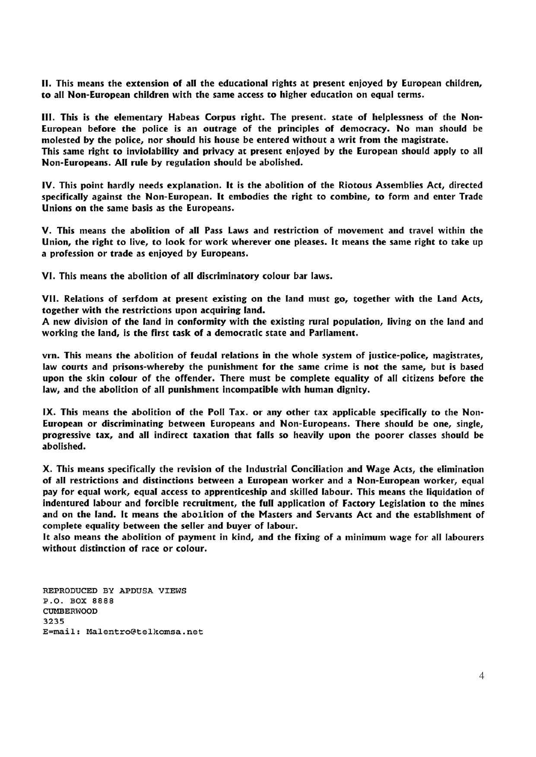**II. This means the extension of all the educational rights at present enjoyed by European children, to all Non-European children with the same access to higher education on equal terms.**

**III. This is the elementary Habeas Corpus right. The present. state of helplessness of the Non-European before the police is an outrage of the principles of democracy. No man should be molested by the police, nor should his house be entered without a writ from the magistrate.**
**This same right to inviolability and privacy at present enjoyed by the European should apply to all Non-Europeans. All rule by regulation should be abolished.**

**IV. This point hardly needs explanation. It is the abolition of the Riotous Assemblies Act, directed specifically against the Non-European. It embodies the right to combine, to form and enter Trade Unions on the same basis as the Europeans.**

**V. This means the abolition of all Pass Laws and restriction of movement and travel within the Union, the right to live, to look for work wherever one pleases. It means the same right to take up a profession or trade as enjoyed by Europeans.**

**VI. This means the abolition of all discriminatory colour bar laws.**

**VII. Relations of serfdom at present existing on the land must go, together with the Land Acts, together with the restrictions upon acquiring land.**
**A new division of the land in conformity with the existing rural population, living on the land and working the land, is the first task of a democratic state and Parliament.**

**vrn. This means the abolition of feudal relations in the whole system of justice-police, magistrates, law courts and prisons-whereby the punishment for the same crime is not the same, but is based upon the skin colour of the offender. There must be complete equality of all citizens before the law, and the abolition of all punishment incompatible with human dignity.**

**IX. This means the abolition of the Poll Tax. or any other tax applicable specifically to the Non-European or discriminating between Europeans and Non-Europeans. There should be one, single, progressive tax, and all indirect taxation that falls so heavily upon the poorer classes should be abolished.**

**X. This means specifically the revision of the Industrial Conciliation and Wage Acts, the elimination of all restrictions and distinctions between a European worker and a Non-European worker, equal pay for equal work, equal access to apprenticeship and skilled labour. This means the liquidation of indentured labour and forcible recruitment, the full application of Factory Legislation to the mines and on the land. It means the abolition of the Masters and Servants Act and the establishment of complete equality between the seller and buyer of labour.**
**It also means the abolition of payment in kind, and the fixing of a minimum wage for all labourers without distinction of race or colour.**

REPRODUCED BY APDUSA VIEWS
P.O. BOX 8888
CUMBERWOOD
3235
E=mail: Malentro@telkomsa.net